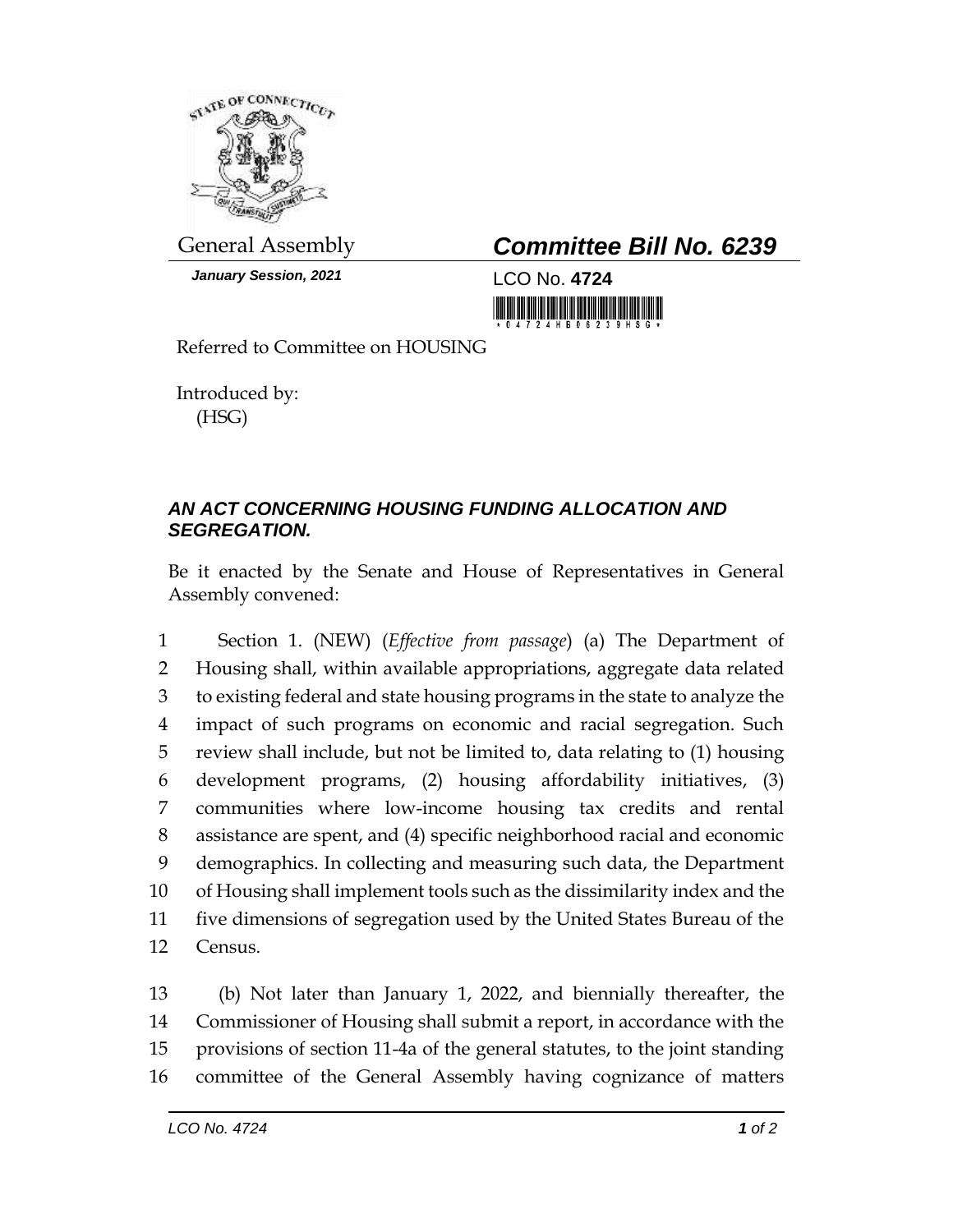General Assembly

***Committee Bill No. 6239***

***January Session, 2021***

LCO No. **4724**

Referred to Committee on HOUSING

Introduced by:
(HSG)

***AN ACT CONCERNING HOUSING FUNDING ALLOCATION AND SEGREGATION.***

Be it enacted by the Senate and House of Representatives in General Assembly convened:

1 Section 1. (NEW) (*Effective from passage*) (a) The Department of
2 Housing shall, within available appropriations, aggregate data related
3 to existing federal and state housing programs in the state to analyze the
4 impact of such programs on economic and racial segregation. Such
5 review shall include, but not be limited to, data relating to (1) housing
6 development programs, (2) housing affordability initiatives, (3)
7 communities where low-income housing tax credits and rental
8 assistance are spent, and (4) specific neighborhood racial and economic
9 demographics. In collecting and measuring such data, the Department
10 of Housing shall implement tools such as the dissimilarity index and the
11 five dimensions of segregation used by the United States Bureau of the
12 Census.

13 (b) Not later than January 1, 2022, and biennially thereafter, the
14 Commissioner of Housing shall submit a report, in accordance with the
15 provisions of section 11-4a of the general statutes, to the joint standing
16 committee of the General Assembly having cognizance of matters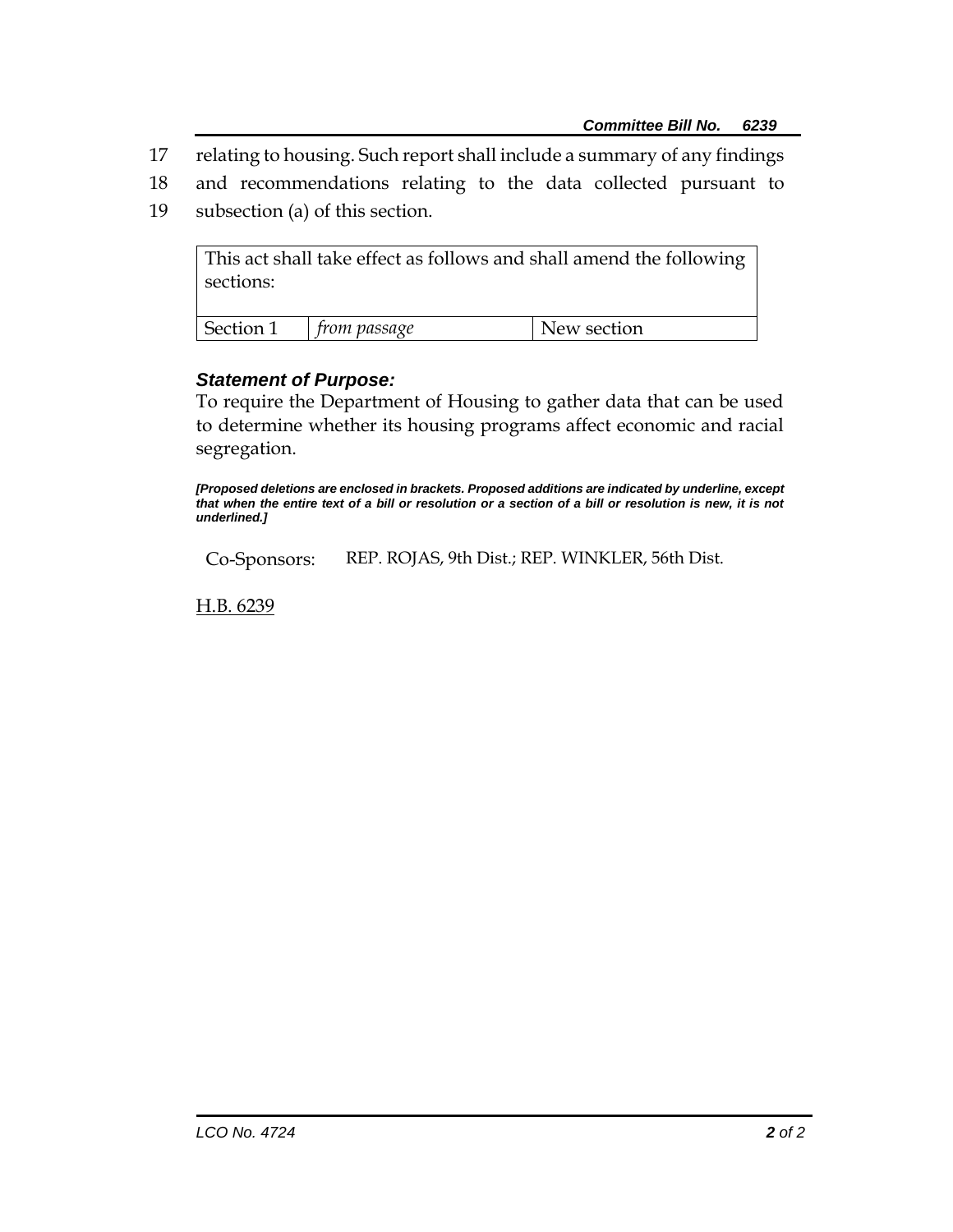17 relating to housing. Such report shall include a summary of any findings
18 and recommendations relating to the data collected pursuant to
19 subsection (a) of this section.

| This act shall take effect as follows and shall amend the following sections: | | |
|---|---|---|
| Section 1 | *from passage* | New section |

### *Statement of Purpose:*

To require the Department of Housing to gather data that can be used to determine whether its housing programs affect economic and racial segregation.

***[Proposed deletions are enclosed in brackets. Proposed additions are indicated by underline, except that when the entire text of a bill or resolution or a section of a bill or resolution is new, it is not underlined.]***

Co-Sponsors: REP. ROJAS, 9th Dist.; REP. WINKLER, 56th Dist.

H.B. 6239